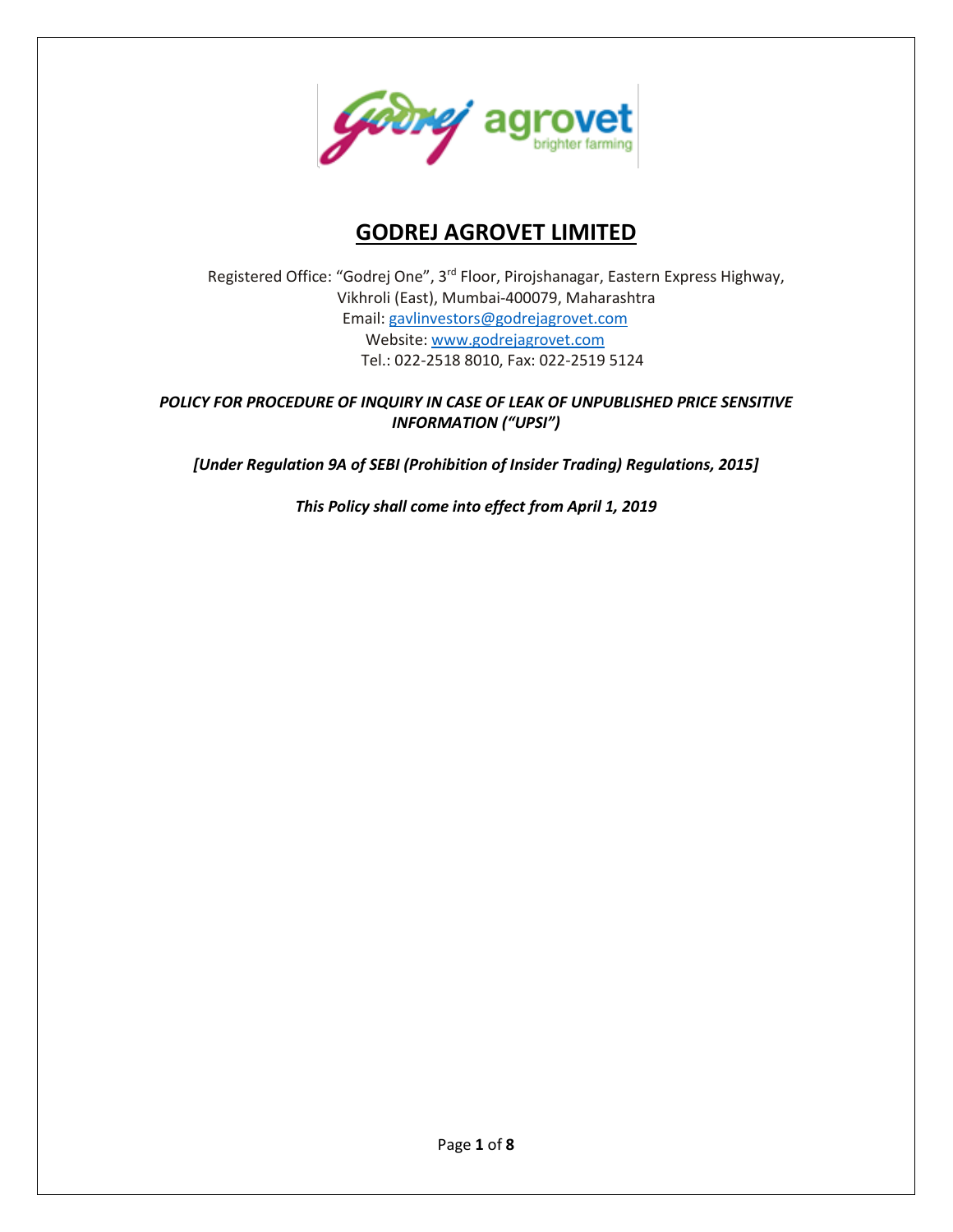# GODREJ AGROVET LIMITED

Registered Office: "Godrej One", 3rd Floor, Pirojshanagar, Eastern Express Highway, Vikhroli (East), Mumbai-400079, Maharashtra
Email: gavlinvestors@godrejagrovet.com
Website: www.godrejagrovet.com
Tel.: 022-2518 8010, Fax: 022-2519 5124

***POLICY FOR PROCEDURE OF INQUIRY IN CASE OF LEAK OF UNPUBLISHED PRICE SENSITIVE INFORMATION ("UPSI")***

***[Under Regulation 9A of SEBI (Prohibition of Insider Trading) Regulations, 2015]***

***This Policy shall come into effect from April 1, 2019***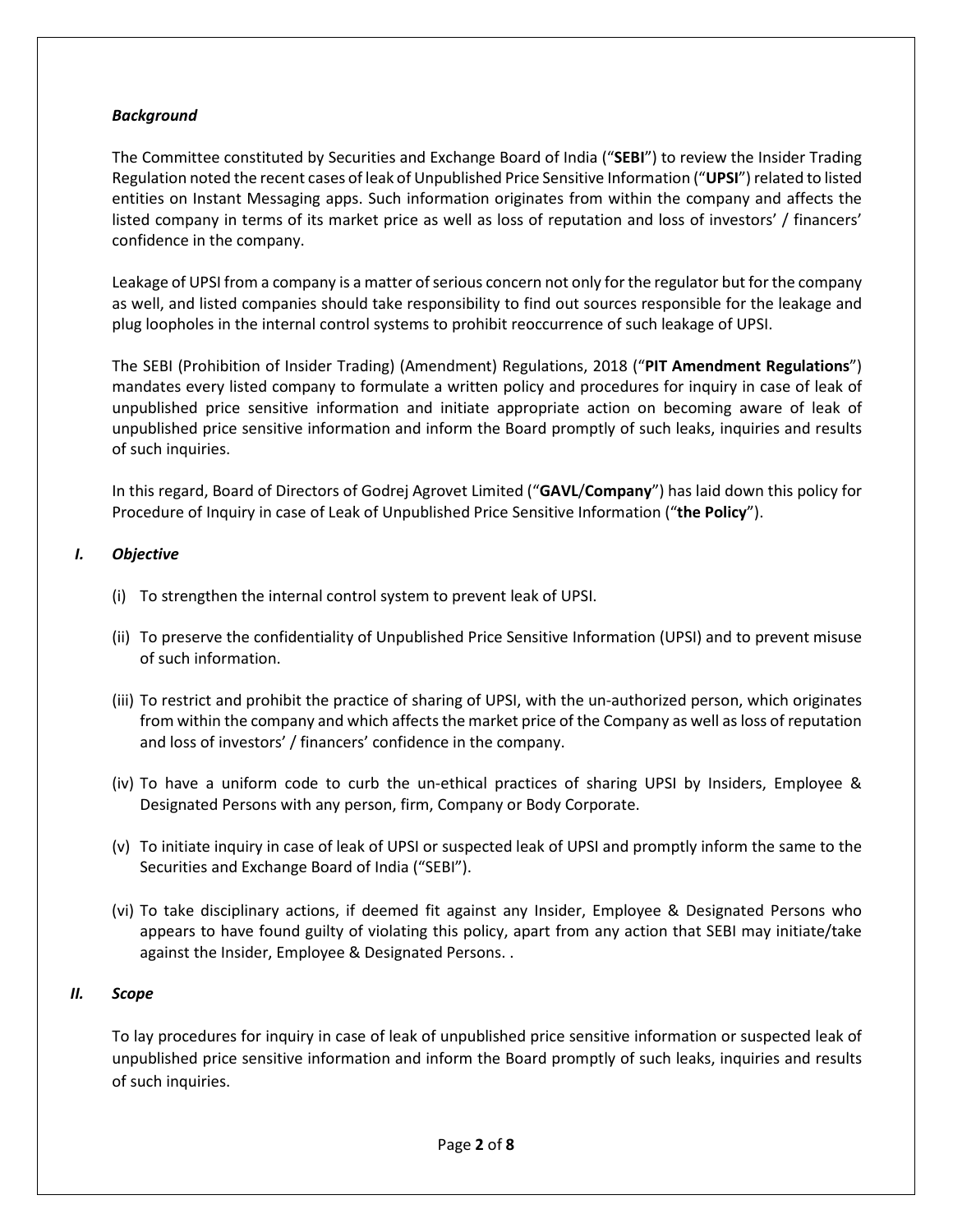### *Background*

The Committee constituted by Securities and Exchange Board of India ("**SEBI**") to review the Insider Trading Regulation noted the recent cases of leak of Unpublished Price Sensitive Information ("**UPSI**") related to listed entities on Instant Messaging apps. Such information originates from within the company and affects the listed company in terms of its market price as well as loss of reputation and loss of investors' / financers' confidence in the company.

Leakage of UPSI from a company is a matter of serious concern not only for the regulator but for the company as well, and listed companies should take responsibility to find out sources responsible for the leakage and plug loopholes in the internal control systems to prohibit reoccurrence of such leakage of UPSI.

The SEBI (Prohibition of Insider Trading) (Amendment) Regulations, 2018 ("**PIT Amendment Regulations**") mandates every listed company to formulate a written policy and procedures for inquiry in case of leak of unpublished price sensitive information and initiate appropriate action on becoming aware of leak of unpublished price sensitive information and inform the Board promptly of such leaks, inquiries and results of such inquiries.

In this regard, Board of Directors of Godrej Agrovet Limited ("**GAVL**/**Company**") has laid down this policy for Procedure of Inquiry in case of Leak of Unpublished Price Sensitive Information ("**the Policy**").

### *I. Objective*

(i) To strengthen the internal control system to prevent leak of UPSI.

(ii) To preserve the confidentiality of Unpublished Price Sensitive Information (UPSI) and to prevent misuse of such information.

(iii) To restrict and prohibit the practice of sharing of UPSI, with the un-authorized person, which originates from within the company and which affects the market price of the Company as well as loss of reputation and loss of investors' / financers' confidence in the company.

(iv) To have a uniform code to curb the un-ethical practices of sharing UPSI by Insiders, Employee & Designated Persons with any person, firm, Company or Body Corporate.

(v) To initiate inquiry in case of leak of UPSI or suspected leak of UPSI and promptly inform the same to the Securities and Exchange Board of India ("SEBI").

(vi) To take disciplinary actions, if deemed fit against any Insider, Employee & Designated Persons who appears to have found guilty of violating this policy, apart from any action that SEBI may initiate/take against the Insider, Employee & Designated Persons. .

### *II. Scope*

To lay procedures for inquiry in case of leak of unpublished price sensitive information or suspected leak of unpublished price sensitive information and inform the Board promptly of such leaks, inquiries and results of such inquiries.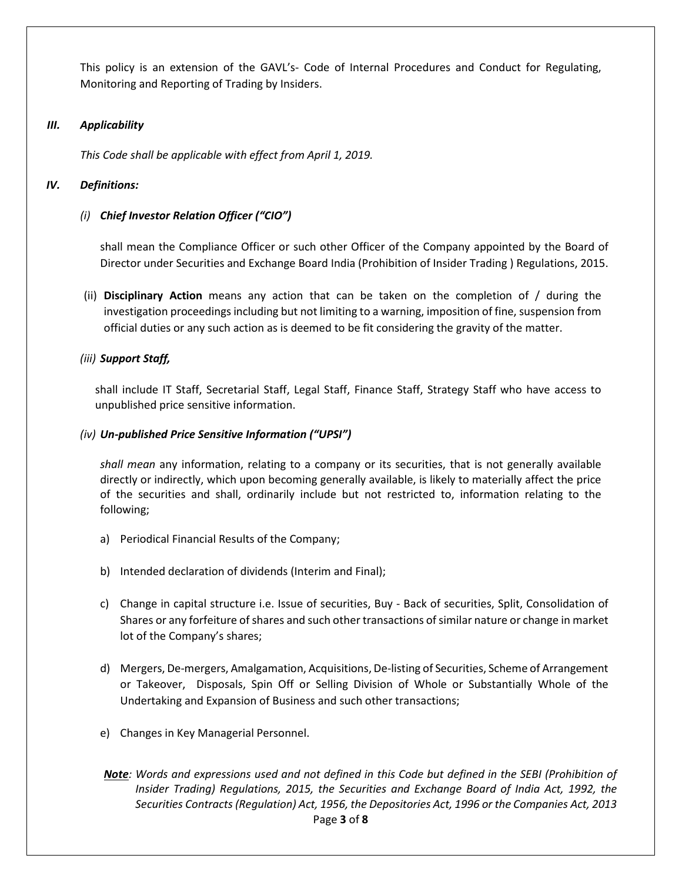This policy is an extension of the GAVL's- Code of Internal Procedures and Conduct for Regulating, Monitoring and Reporting of Trading by Insiders.

### *III. Applicability*

*This Code shall be applicable with effect from April 1, 2019.*

### *IV. Definitions:*

*(i)* ***Chief Investor Relation Officer ("CIO")***

shall mean the Compliance Officer or such other Officer of the Company appointed by the Board of Director under Securities and Exchange Board India (Prohibition of Insider Trading ) Regulations, 2015.

(ii) **Disciplinary Action** means any action that can be taken on the completion of / during the investigation proceedings including but not limiting to a warning, imposition of fine, suspension from official duties or any such action as is deemed to be fit considering the gravity of the matter.

*(iii)* ***Support Staff,***

shall include IT Staff, Secretarial Staff, Legal Staff, Finance Staff, Strategy Staff who have access to unpublished price sensitive information.

*(iv)* ***Un-published Price Sensitive Information ("UPSI")***

*shall mean* any information, relating to a company or its securities, that is not generally available directly or indirectly, which upon becoming generally available, is likely to materially affect the price of the securities and shall, ordinarily include but not restricted to, information relating to the following;

a) Periodical Financial Results of the Company;

b) Intended declaration of dividends (Interim and Final);

c) Change in capital structure i.e. Issue of securities, Buy - Back of securities, Split, Consolidation of Shares or any forfeiture of shares and such other transactions of similar nature or change in market lot of the Company's shares;

d) Mergers, De-mergers, Amalgamation, Acquisitions, De-listing of Securities, Scheme of Arrangement or Takeover, Disposals, Spin Off or Selling Division of Whole or Substantially Whole of the Undertaking and Expansion of Business and such other transactions;

e) Changes in Key Managerial Personnel.

***Note****: Words and expressions used and not defined in this Code but defined in the SEBI (Prohibition of Insider Trading) Regulations, 2015, the Securities and Exchange Board of India Act, 1992, the Securities Contracts (Regulation) Act, 1956, the Depositories Act, 1996 or the Companies Act, 2013*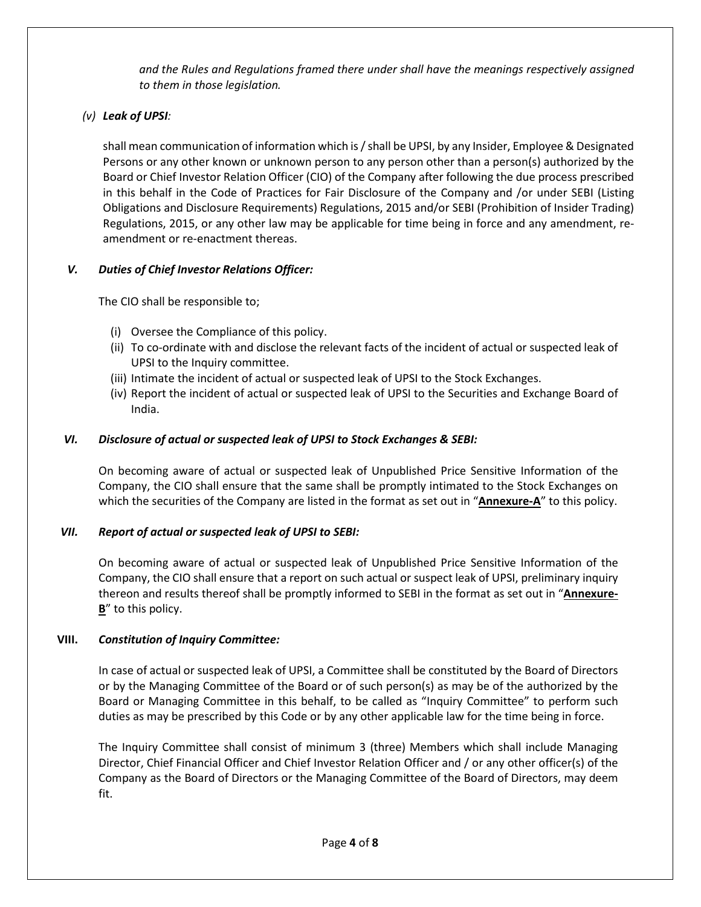*and the Rules and Regulations framed there under shall have the meanings respectively assigned to them in those legislation.*

*(v)* ***Leak of UPSI****:*

shall mean communication of information which is / shall be UPSI, by any Insider, Employee & Designated Persons or any other known or unknown person to any person other than a person(s) authorized by the Board or Chief Investor Relation Officer (CIO) of the Company after following the due process prescribed in this behalf in the Code of Practices for Fair Disclosure of the Company and /or under SEBI (Listing Obligations and Disclosure Requirements) Regulations, 2015 and/or SEBI (Prohibition of Insider Trading) Regulations, 2015, or any other law may be applicable for time being in force and any amendment, re-amendment or re-enactment thereas.

### *V. Duties of Chief Investor Relations Officer:*

The CIO shall be responsible to;

(i) Oversee the Compliance of this policy.
(ii) To co-ordinate with and disclose the relevant facts of the incident of actual or suspected leak of UPSI to the Inquiry committee.
(iii) Intimate the incident of actual or suspected leak of UPSI to the Stock Exchanges.
(iv) Report the incident of actual or suspected leak of UPSI to the Securities and Exchange Board of India.

### *VI. Disclosure of actual or suspected leak of UPSI to Stock Exchanges & SEBI:*

On becoming aware of actual or suspected leak of Unpublished Price Sensitive Information of the Company, the CIO shall ensure that the same shall be promptly intimated to the Stock Exchanges on which the securities of the Company are listed in the format as set out in "**Annexure-A**" to this policy.

### *VII. Report of actual or suspected leak of UPSI to SEBI:*

On becoming aware of actual or suspected leak of Unpublished Price Sensitive Information of the Company, the CIO shall ensure that a report on such actual or suspect leak of UPSI, preliminary inquiry thereon and results thereof shall be promptly informed to SEBI in the format as set out in "**Annexure-B**" to this policy.

### **VIII.** *Constitution of Inquiry Committee:*

In case of actual or suspected leak of UPSI, a Committee shall be constituted by the Board of Directors or by the Managing Committee of the Board or of such person(s) as may be of the authorized by the Board or Managing Committee in this behalf, to be called as "Inquiry Committee" to perform such duties as may be prescribed by this Code or by any other applicable law for the time being in force.

The Inquiry Committee shall consist of minimum 3 (three) Members which shall include Managing Director, Chief Financial Officer and Chief Investor Relation Officer and / or any other officer(s) of the Company as the Board of Directors or the Managing Committee of the Board of Directors, may deem fit.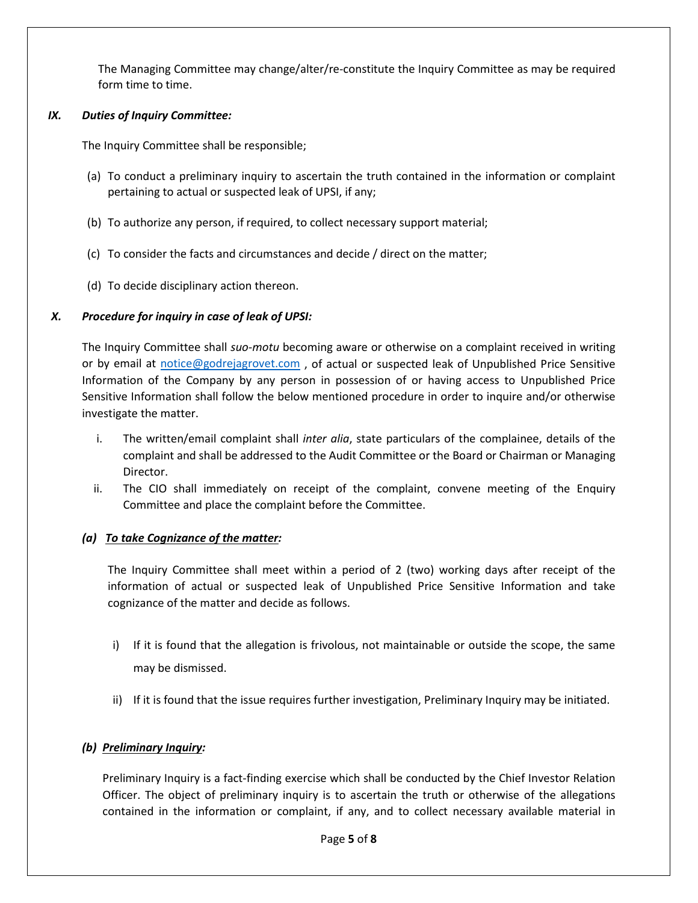The Managing Committee may change/alter/re-constitute the Inquiry Committee as may be required form time to time.

### *IX. Duties of Inquiry Committee:*

The Inquiry Committee shall be responsible;

(a) To conduct a preliminary inquiry to ascertain the truth contained in the information or complaint pertaining to actual or suspected leak of UPSI, if any;

(b) To authorize any person, if required, to collect necessary support material;

(c) To consider the facts and circumstances and decide / direct on the matter;

(d) To decide disciplinary action thereon.

### *X. Procedure for inquiry in case of leak of UPSI:*

The Inquiry Committee shall *suo-motu* becoming aware or otherwise on a complaint received in writing or by email at [notice@godrejagrovet.com](mailto:notice@godrejagrovet.com) , of actual or suspected leak of Unpublished Price Sensitive Information of the Company by any person in possession of or having access to Unpublished Price Sensitive Information shall follow the below mentioned procedure in order to inquire and/or otherwise investigate the matter.

i. The written/email complaint shall *inter alia*, state particulars of the complainee, details of the complaint and shall be addressed to the Audit Committee or the Board or Chairman or Managing Director.

ii. The CIO shall immediately on receipt of the complaint, convene meeting of the Enquiry Committee and place the complaint before the Committee.

#### *(a) <u>To take Cognizance of the matter</u>:*

The Inquiry Committee shall meet within a period of 2 (two) working days after receipt of the information of actual or suspected leak of Unpublished Price Sensitive Information and take cognizance of the matter and decide as follows.

i) If it is found that the allegation is frivolous, not maintainable or outside the scope, the same may be dismissed.

ii) If it is found that the issue requires further investigation, Preliminary Inquiry may be initiated.

#### *(b) <u>Preliminary Inquiry</u>:*

Preliminary Inquiry is a fact-finding exercise which shall be conducted by the Chief Investor Relation Officer. The object of preliminary inquiry is to ascertain the truth or otherwise of the allegations contained in the information or complaint, if any, and to collect necessary available material in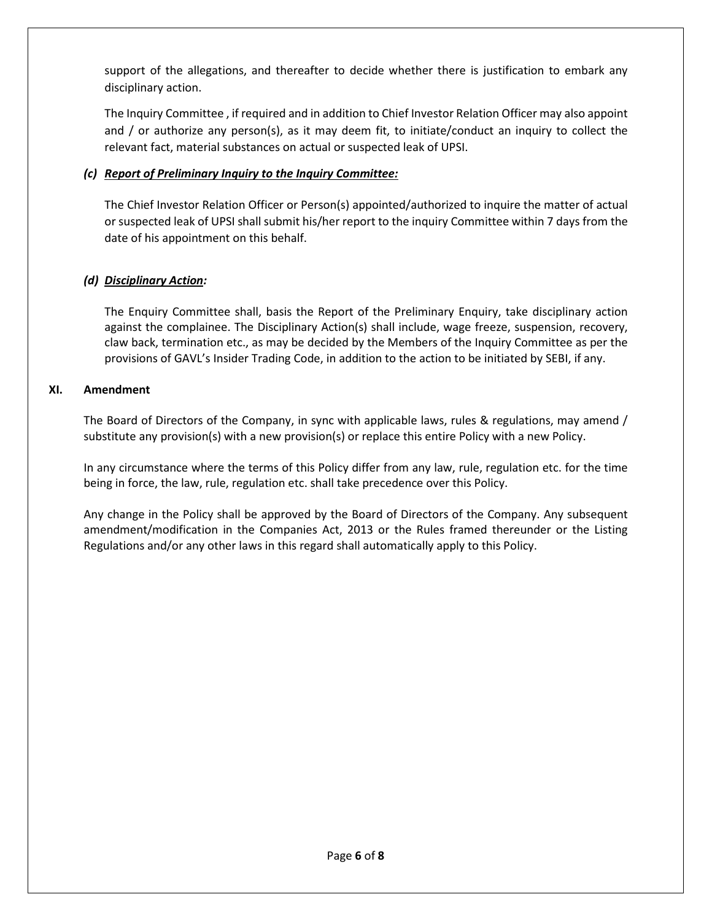support of the allegations, and thereafter to decide whether there is justification to embark any disciplinary action.

The Inquiry Committee , if required and in addition to Chief Investor Relation Officer may also appoint and / or authorize any person(s), as it may deem fit, to initiate/conduct an inquiry to collect the relevant fact, material substances on actual or suspected leak of UPSI.

***(c) Report of Preliminary Inquiry to the Inquiry Committee:***

The Chief Investor Relation Officer or Person(s) appointed/authorized to inquire the matter of actual or suspected leak of UPSI shall submit his/her report to the inquiry Committee within 7 days from the date of his appointment on this behalf.

***(d) Disciplinary Action:***

The Enquiry Committee shall, basis the Report of the Preliminary Enquiry, take disciplinary action against the complainee. The Disciplinary Action(s) shall include, wage freeze, suspension, recovery, claw back, termination etc., as may be decided by the Members of the Inquiry Committee as per the provisions of GAVL's Insider Trading Code, in addition to the action to be initiated by SEBI, if any.

## XI. Amendment

The Board of Directors of the Company, in sync with applicable laws, rules & regulations, may amend / substitute any provision(s) with a new provision(s) or replace this entire Policy with a new Policy.

In any circumstance where the terms of this Policy differ from any law, rule, regulation etc. for the time being in force, the law, rule, regulation etc. shall take precedence over this Policy.

Any change in the Policy shall be approved by the Board of Directors of the Company. Any subsequent amendment/modification in the Companies Act, 2013 or the Rules framed thereunder or the Listing Regulations and/or any other laws in this regard shall automatically apply to this Policy.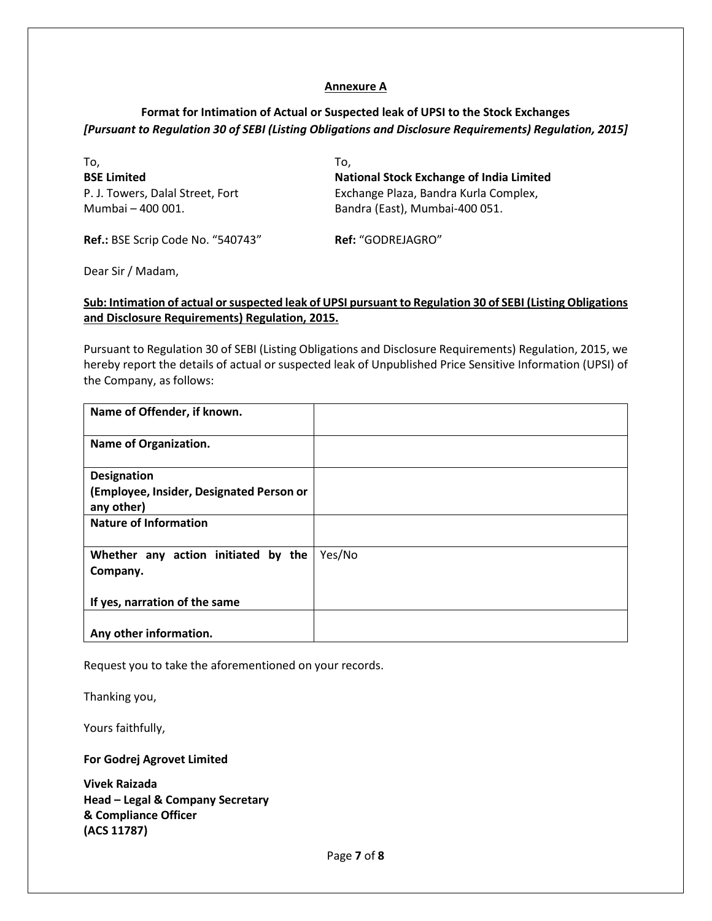**Annexure A**

**Format for Intimation of Actual or Suspected leak of UPSI to the Stock Exchanges**
***[Pursuant to Regulation 30 of SEBI (Listing Obligations and Disclosure Requirements) Regulation, 2015]***

To,
**BSE Limited**
P. J. Towers, Dalal Street, Fort
Mumbai – 400 001.

**Ref.:** BSE Scrip Code No. "540743"

To,
**National Stock Exchange of India Limited**
Exchange Plaza, Bandra Kurla Complex,
Bandra (East), Mumbai-400 051.

**Ref:** "GODREJAGRO"

Dear Sir / Madam,

**Sub: Intimation of actual or suspected leak of UPSI pursuant to Regulation 30 of SEBI (Listing Obligations and Disclosure Requirements) Regulation, 2015.**

Pursuant to Regulation 30 of SEBI (Listing Obligations and Disclosure Requirements) Regulation, 2015, we hereby report the details of actual or suspected leak of Unpublished Price Sensitive Information (UPSI) of the Company, as follows:

| | |
|---|---|
| **Name of Offender, if known.** | |
| **Name of Organization.** | |
| **Designation (Employee, Insider, Designated Person or any other)** | |
| **Nature of Information** | |
| **Whether any action initiated by the Company.** <br><br> **If yes, narration of the same** | Yes/No |
| **Any other information.** | |

Request you to take the aforementioned on your records.

Thanking you,

Yours faithfully,

**For Godrej Agrovet Limited**

**Vivek Raizada**
**Head – Legal & Company Secretary**
**& Compliance Officer**
**(ACS 11787)**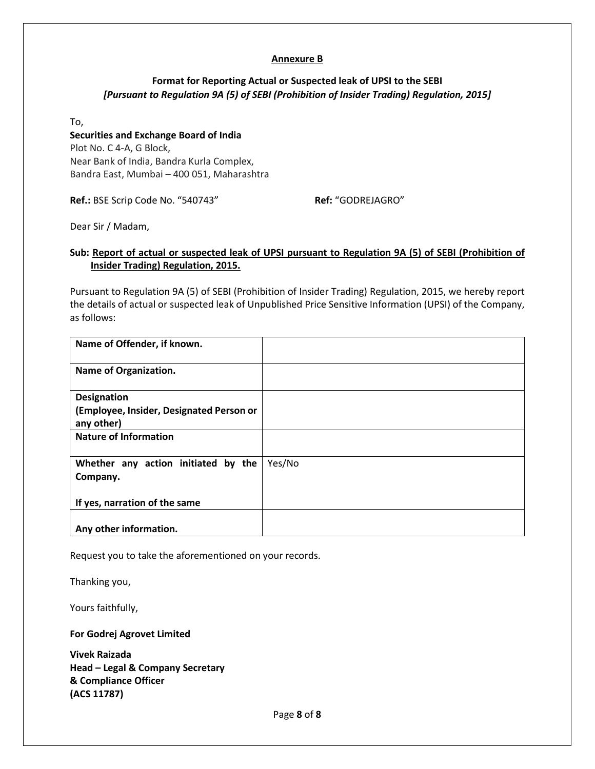**Annexure B**

**Format for Reporting Actual or Suspected leak of UPSI to the SEBI**
***[Pursuant to Regulation 9A (5) of SEBI (Prohibition of Insider Trading) Regulation, 2015]***

To,
**Securities and Exchange Board of India**
Plot No. C 4-A, G Block,
Near Bank of India, Bandra Kurla Complex,
Bandra East, Mumbai – 400 051, Maharashtra

**Ref.:** BSE Scrip Code No. "540743" **Ref:** "GODREJAGRO"

Dear Sir / Madam,

**Sub: Report of actual or suspected leak of UPSI pursuant to Regulation 9A (5) of SEBI (Prohibition of Insider Trading) Regulation, 2015.**

Pursuant to Regulation 9A (5) of SEBI (Prohibition of Insider Trading) Regulation, 2015, we hereby report the details of actual or suspected leak of Unpublished Price Sensitive Information (UPSI) of the Company, as follows:

| | |
|---|---|
| **Name of Offender, if known.** | |
| **Name of Organization.** | |
| **Designation (Employee, Insider, Designated Person or any other)** | |
| **Nature of Information** | |
| **Whether any action initiated by the Company.** <br><br> **If yes, narration of the same** | Yes/No |
| **Any other information.** | |

Request you to take the aforementioned on your records.

Thanking you,

Yours faithfully,

**For Godrej Agrovet Limited**

**Vivek Raizada**
**Head – Legal & Company Secretary**
**& Compliance Officer**
**(ACS 11787)**